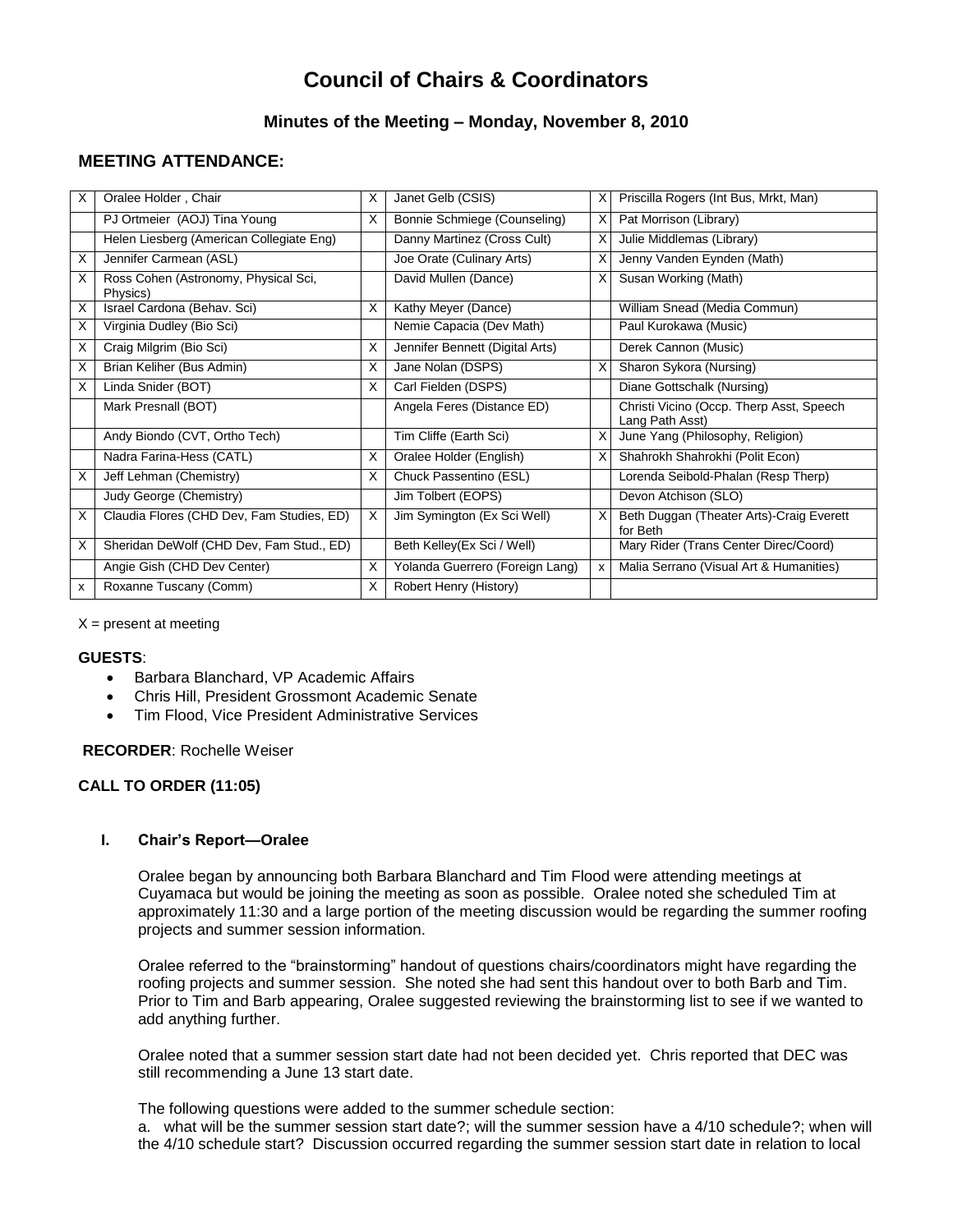# Council of Chairs & Coordinators

### Minutes of the Meeting – Monday, November 8, 2010

## MEETING ATTENDANCE:

| | | | | | |
|---|---|---|---|---|---|
| X | Oralee Holder , Chair | X | Janet Gelb (CSIS) | X | Priscilla Rogers (Int Bus, Mrkt, Man) |
| | PJ Ortmeier (AOJ) Tina Young | X | Bonnie Schmiege (Counseling) | X | Pat Morrison (Library) |
| | Helen Liesberg (American Collegiate Eng) | | Danny Martinez (Cross Cult) | X | Julie Middlemas (Library) |
| X | Jennifer Carmean (ASL) | | Joe Orate (Culinary Arts) | X | Jenny Vanden Eynden (Math) |
| X | Ross Cohen (Astronomy, Physical Sci, Physics) | | David Mullen (Dance) | X | Susan Working (Math) |
| X | Israel Cardona (Behav. Sci) | X | Kathy Meyer (Dance) | | William Snead (Media Commun) |
| X | Virginia Dudley (Bio Sci) | | Nemie Capacia (Dev Math) | | Paul Kurokawa (Music) |
| X | Craig Milgrim (Bio Sci) | X | Jennifer Bennett (Digital Arts) | | Derek Cannon (Music) |
| X | Brian Keliher (Bus Admin) | X | Jane Nolan (DSPS) | X | Sharon Sykora (Nursing) |
| X | Linda Snider (BOT) | X | Carl Fielden (DSPS) | | Diane Gottschalk (Nursing) |
| | Mark Presnall (BOT) | | Angela Feres (Distance ED) | | Christi Vicino (Occp. Therp Asst, Speech Lang Path Asst) |
| | Andy Biondo (CVT, Ortho Tech) | | Tim Cliffe (Earth Sci) | X | June Yang (Philosophy, Religion) |
| | Nadra Farina-Hess (CATL) | X | Oralee Holder (English) | X | Shahrokh Shahrokhi (Polit Econ) |
| X | Jeff Lehman (Chemistry) | X | Chuck Passentino (ESL) | | Lorenda Seibold-Phalan (Resp Therp) |
| | Judy George (Chemistry) | | Jim Tolbert (EOPS) | | Devon Atchison (SLO) |
| X | Claudia Flores (CHD Dev, Fam Studies, ED) | X | Jim Symington (Ex Sci Well) | X | Beth Duggan (Theater Arts)-Craig Everett for Beth |
| X | Sheridan DeWolf (CHD Dev, Fam Stud., ED) | | Beth Kelley(Ex Sci / Well) | | Mary Rider (Trans Center Direc/Coord) |
| | Angie Gish (CHD Dev Center) | X | Yolanda Guerrero (Foreign Lang) | x | Malia Serrano (Visual Art & Humanities) |
| x | Roxanne Tuscany (Comm) | X | Robert Henry (History) | | |

X = present at meeting

**GUESTS**:

- Barbara Blanchard, VP Academic Affairs
- Chris Hill, President Grossmont Academic Senate
- Tim Flood, Vice President Administrative Services

**RECORDER**: Rochelle Weiser

**CALL TO ORDER (11:05)**

**I. Chair's Report—Oralee**

Oralee began by announcing both Barbara Blanchard and Tim Flood were attending meetings at Cuyamaca but would be joining the meeting as soon as possible. Oralee noted she scheduled Tim at approximately 11:30 and a large portion of the meeting discussion would be regarding the summer roofing projects and summer session information.

Oralee referred to the "brainstorming" handout of questions chairs/coordinators might have regarding the roofing projects and summer session. She noted she had sent this handout over to both Barb and Tim. Prior to Tim and Barb appearing, Oralee suggested reviewing the brainstorming list to see if we wanted to add anything further.

Oralee noted that a summer session start date had not been decided yet. Chris reported that DEC was still recommending a June 13 start date.

The following questions were added to the summer schedule section:
a. what will be the summer session start date?; will the summer session have a 4/10 schedule?; when will the 4/10 schedule start? Discussion occurred regarding the summer session start date in relation to local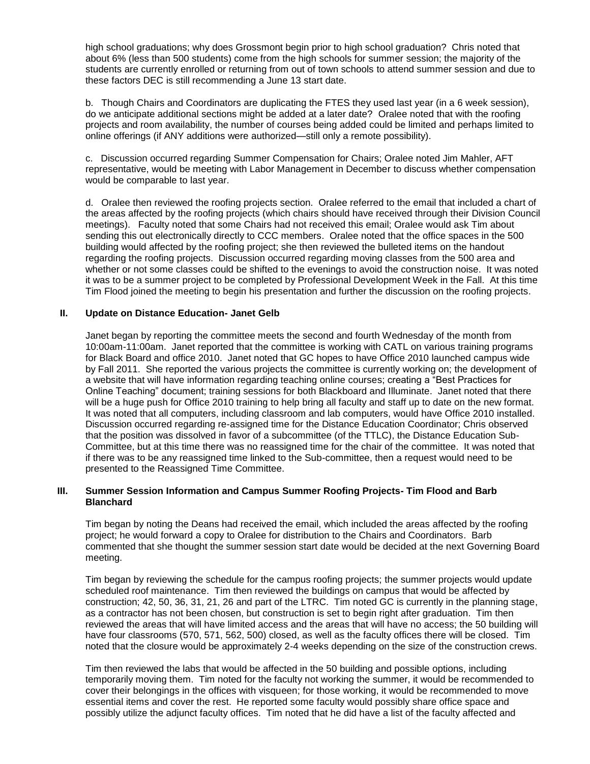high school graduations; why does Grossmont begin prior to high school graduation? Chris noted that about 6% (less than 500 students) come from the high schools for summer session; the majority of the students are currently enrolled or returning from out of town schools to attend summer session and due to these factors DEC is still recommending a June 13 start date.

b. Though Chairs and Coordinators are duplicating the FTES they used last year (in a 6 week session), do we anticipate additional sections might be added at a later date? Oralee noted that with the roofing projects and room availability, the number of courses being added could be limited and perhaps limited to online offerings (if ANY additions were authorized—still only a remote possibility).

c. Discussion occurred regarding Summer Compensation for Chairs; Oralee noted Jim Mahler, AFT representative, would be meeting with Labor Management in December to discuss whether compensation would be comparable to last year.

d. Oralee then reviewed the roofing projects section. Oralee referred to the email that included a chart of the areas affected by the roofing projects (which chairs should have received through their Division Council meetings). Faculty noted that some Chairs had not received this email; Oralee would ask Tim about sending this out electronically directly to CCC members. Oralee noted that the office spaces in the 500 building would affected by the roofing project; she then reviewed the bulleted items on the handout regarding the roofing projects. Discussion occurred regarding moving classes from the 500 area and whether or not some classes could be shifted to the evenings to avoid the construction noise. It was noted it was to be a summer project to be completed by Professional Development Week in the Fall. At this time Tim Flood joined the meeting to begin his presentation and further the discussion on the roofing projects.

## II. Update on Distance Education- Janet Gelb

Janet began by reporting the committee meets the second and fourth Wednesday of the month from 10:00am-11:00am. Janet reported that the committee is working with CATL on various training programs for Black Board and office 2010. Janet noted that GC hopes to have Office 2010 launched campus wide by Fall 2011. She reported the various projects the committee is currently working on; the development of a website that will have information regarding teaching online courses; creating a "Best Practices for Online Teaching" document; training sessions for both Blackboard and Illuminate. Janet noted that there will be a huge push for Office 2010 training to help bring all faculty and staff up to date on the new format. It was noted that all computers, including classroom and lab computers, would have Office 2010 installed. Discussion occurred regarding re-assigned time for the Distance Education Coordinator; Chris observed that the position was dissolved in favor of a subcommittee (of the TTLC), the Distance Education Sub-Committee, but at this time there was no reassigned time for the chair of the committee. It was noted that if there was to be any reassigned time linked to the Sub-committee, then a request would need to be presented to the Reassigned Time Committee.

## III. Summer Session Information and Campus Summer Roofing Projects- Tim Flood and Barb Blanchard

Tim began by noting the Deans had received the email, which included the areas affected by the roofing project; he would forward a copy to Oralee for distribution to the Chairs and Coordinators. Barb commented that she thought the summer session start date would be decided at the next Governing Board meeting.

Tim began by reviewing the schedule for the campus roofing projects; the summer projects would update scheduled roof maintenance. Tim then reviewed the buildings on campus that would be affected by construction; 42, 50, 36, 31, 21, 26 and part of the LTRC. Tim noted GC is currently in the planning stage, as a contractor has not been chosen, but construction is set to begin right after graduation. Tim then reviewed the areas that will have limited access and the areas that will have no access; the 50 building will have four classrooms (570, 571, 562, 500) closed, as well as the faculty offices there will be closed. Tim noted that the closure would be approximately 2-4 weeks depending on the size of the construction crews.

Tim then reviewed the labs that would be affected in the 50 building and possible options, including temporarily moving them. Tim noted for the faculty not working the summer, it would be recommended to cover their belongings in the offices with visqueen; for those working, it would be recommended to move essential items and cover the rest. He reported some faculty would possibly share office space and possibly utilize the adjunct faculty offices. Tim noted that he did have a list of the faculty affected and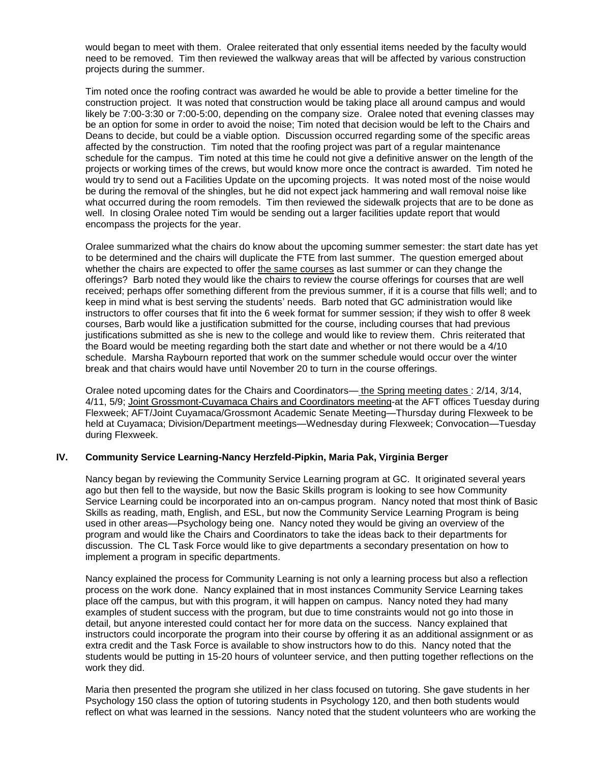would began to meet with them. Oralee reiterated that only essential items needed by the faculty would need to be removed. Tim then reviewed the walkway areas that will be affected by various construction projects during the summer.

Tim noted once the roofing contract was awarded he would be able to provide a better timeline for the construction project. It was noted that construction would be taking place all around campus and would likely be 7:00-3:30 or 7:00-5:00, depending on the company size. Oralee noted that evening classes may be an option for some in order to avoid the noise; Tim noted that decision would be left to the Chairs and Deans to decide, but could be a viable option. Discussion occurred regarding some of the specific areas affected by the construction. Tim noted that the roofing project was part of a regular maintenance schedule for the campus. Tim noted at this time he could not give a definitive answer on the length of the projects or working times of the crews, but would know more once the contract is awarded. Tim noted he would try to send out a Facilities Update on the upcoming projects. It was noted most of the noise would be during the removal of the shingles, but he did not expect jack hammering and wall removal noise like what occurred during the room remodels. Tim then reviewed the sidewalk projects that are to be done as well. In closing Oralee noted Tim would be sending out a larger facilities update report that would encompass the projects for the year.

Oralee summarized what the chairs do know about the upcoming summer semester: the start date has yet to be determined and the chairs will duplicate the FTE from last summer. The question emerged about whether the chairs are expected to offer the same courses as last summer or can they change the offerings? Barb noted they would like the chairs to review the course offerings for courses that are well received; perhaps offer something different from the previous summer, if it is a course that fills well; and to keep in mind what is best serving the students' needs. Barb noted that GC administration would like instructors to offer courses that fit into the 6 week format for summer session; if they wish to offer 8 week courses, Barb would like a justification submitted for the course, including courses that had previous justifications submitted as she is new to the college and would like to review them. Chris reiterated that the Board would be meeting regarding both the start date and whether or not there would be a 4/10 schedule. Marsha Raybourn reported that work on the summer schedule would occur over the winter break and that chairs would have until November 20 to turn in the course offerings.

Oralee noted upcoming dates for the Chairs and Coordinators— the Spring meeting dates : 2/14, 3/14, 4/11, 5/9; Joint Grossmont-Cuyamaca Chairs and Coordinators meeting-at the AFT offices Tuesday during Flexweek; AFT/Joint Cuyamaca/Grossmont Academic Senate Meeting—Thursday during Flexweek to be held at Cuyamaca; Division/Department meetings—Wednesday during Flexweek; Convocation—Tuesday during Flexweek.

## IV. Community Service Learning-Nancy Herzfeld-Pipkin, Maria Pak, Virginia Berger

Nancy began by reviewing the Community Service Learning program at GC. It originated several years ago but then fell to the wayside, but now the Basic Skills program is looking to see how Community Service Learning could be incorporated into an on-campus program. Nancy noted that most think of Basic Skills as reading, math, English, and ESL, but now the Community Service Learning Program is being used in other areas—Psychology being one. Nancy noted they would be giving an overview of the program and would like the Chairs and Coordinators to take the ideas back to their departments for discussion. The CL Task Force would like to give departments a secondary presentation on how to implement a program in specific departments.

Nancy explained the process for Community Learning is not only a learning process but also a reflection process on the work done. Nancy explained that in most instances Community Service Learning takes place off the campus, but with this program, it will happen on campus. Nancy noted they had many examples of student success with the program, but due to time constraints would not go into those in detail, but anyone interested could contact her for more data on the success. Nancy explained that instructors could incorporate the program into their course by offering it as an additional assignment or as extra credit and the Task Force is available to show instructors how to do this. Nancy noted that the students would be putting in 15-20 hours of volunteer service, and then putting together reflections on the work they did.

Maria then presented the program she utilized in her class focused on tutoring. She gave students in her Psychology 150 class the option of tutoring students in Psychology 120, and then both students would reflect on what was learned in the sessions. Nancy noted that the student volunteers who are working the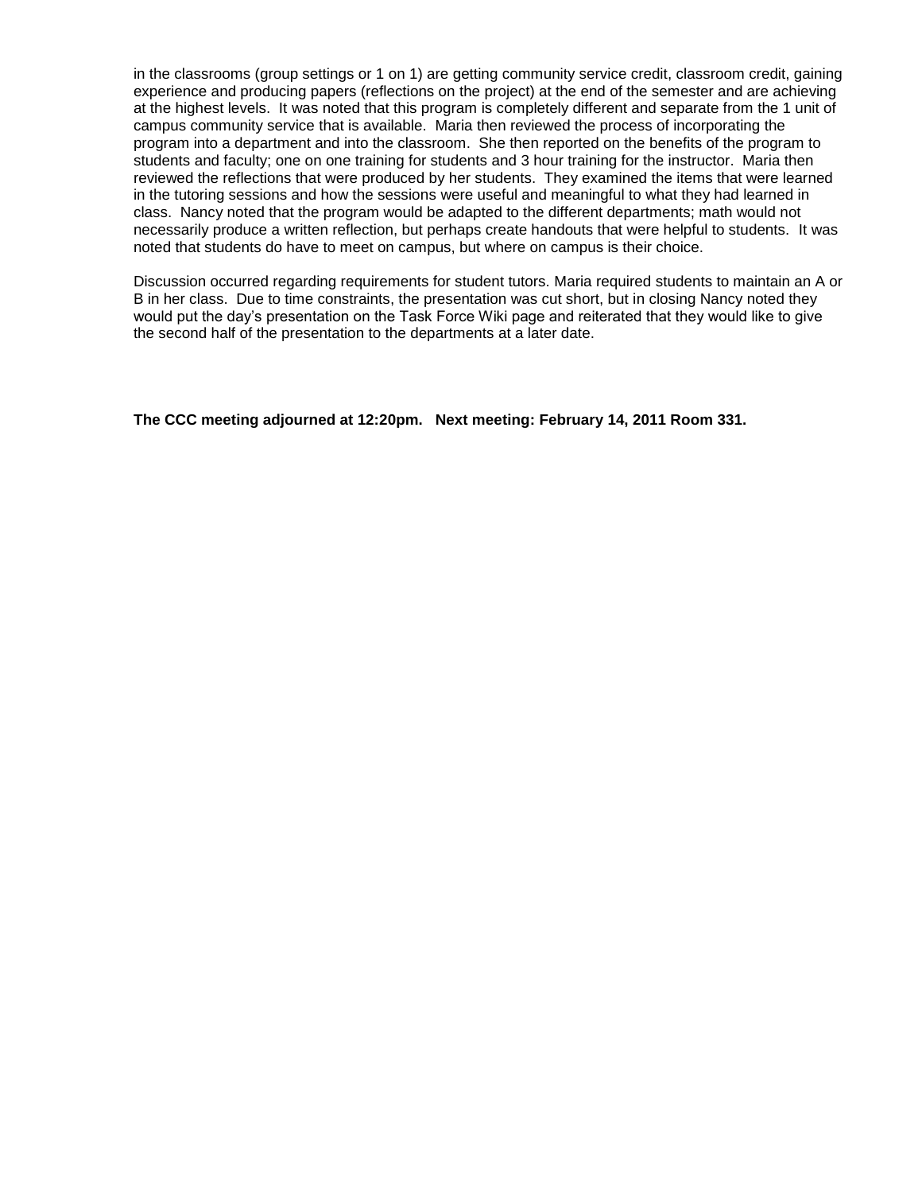in the classrooms (group settings or 1 on 1) are getting community service credit, classroom credit, gaining experience and producing papers (reflections on the project) at the end of the semester and are achieving at the highest levels. It was noted that this program is completely different and separate from the 1 unit of campus community service that is available. Maria then reviewed the process of incorporating the program into a department and into the classroom. She then reported on the benefits of the program to students and faculty; one on one training for students and 3 hour training for the instructor. Maria then reviewed the reflections that were produced by her students. They examined the items that were learned in the tutoring sessions and how the sessions were useful and meaningful to what they had learned in class. Nancy noted that the program would be adapted to the different departments; math would not necessarily produce a written reflection, but perhaps create handouts that were helpful to students. It was noted that students do have to meet on campus, but where on campus is their choice.

Discussion occurred regarding requirements for student tutors. Maria required students to maintain an A or B in her class. Due to time constraints, the presentation was cut short, but in closing Nancy noted they would put the day's presentation on the Task Force Wiki page and reiterated that they would like to give the second half of the presentation to the departments at a later date.

**The CCC meeting adjourned at 12:20pm. Next meeting: February 14, 2011 Room 331.**